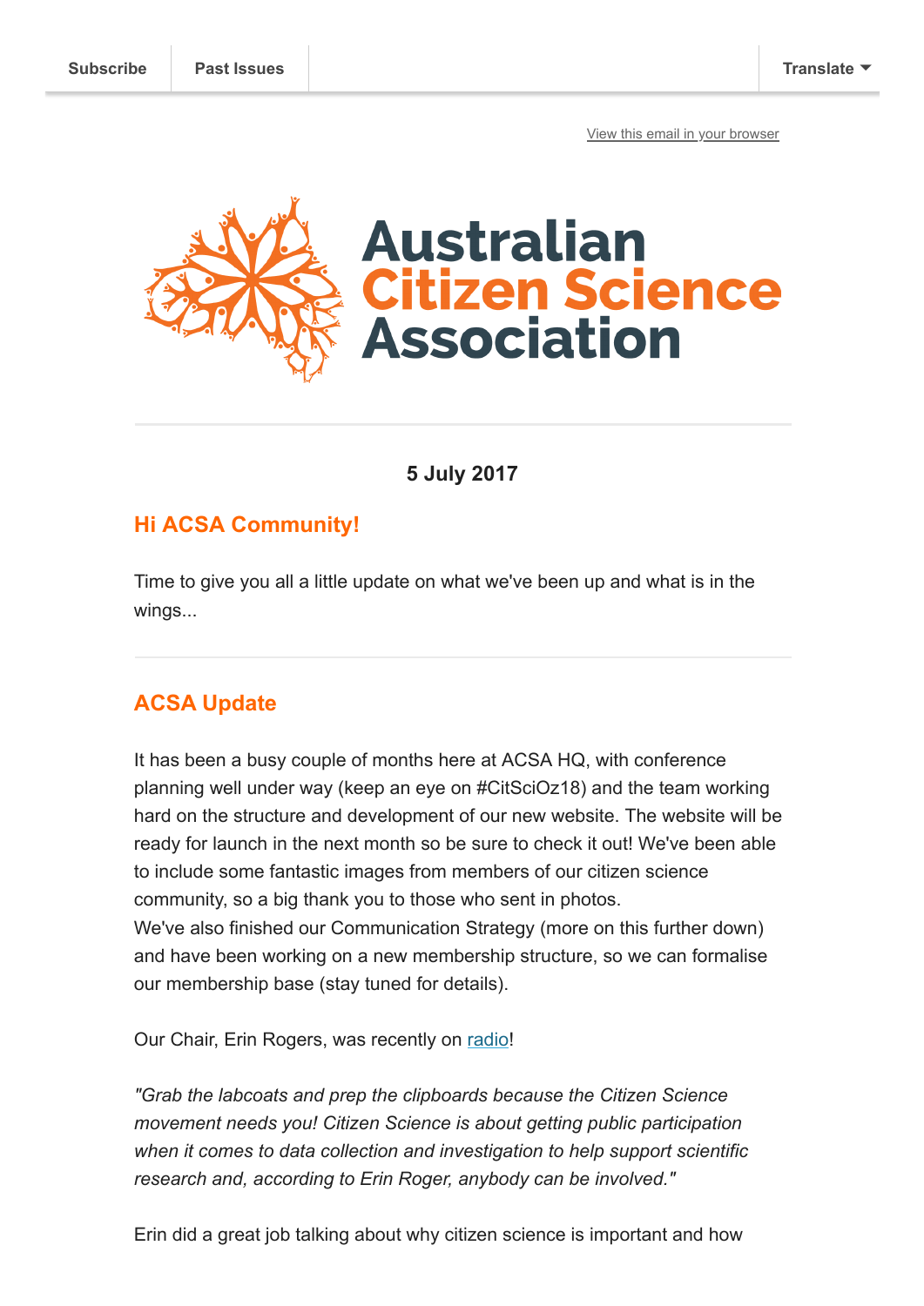Subscribe | Past Issues | Translate

View this email in your browser

# Australian Citizen Science Association

**5 July 2017**

## Hi ACSA Community!

Time to give you all a little update on what we've been up and what is in the wings...

## ACSA Update

It has been a busy couple of months here at ACSA HQ, with conference planning well under way (keep an eye on #CitSciOz18) and the team working hard on the structure and development of our new website. The website will be ready for launch in the next month so be sure to check it out! We've been able to include some fantastic images from members of our citizen science community, so a big thank you to those who sent in photos.
We've also finished our Communication Strategy (more on this further down) and have been working on a new membership structure, so we can formalise our membership base (stay tuned for details).

Our Chair, Erin Rogers, was recently on radio!

*"Grab the labcoats and prep the clipboards because the Citizen Science movement needs you! Citizen Science is about getting public participation when it comes to data collection and investigation to help support scientific research and, according to Erin Roger, anybody can be involved."*

Erin did a great job talking about why citizen science is important and how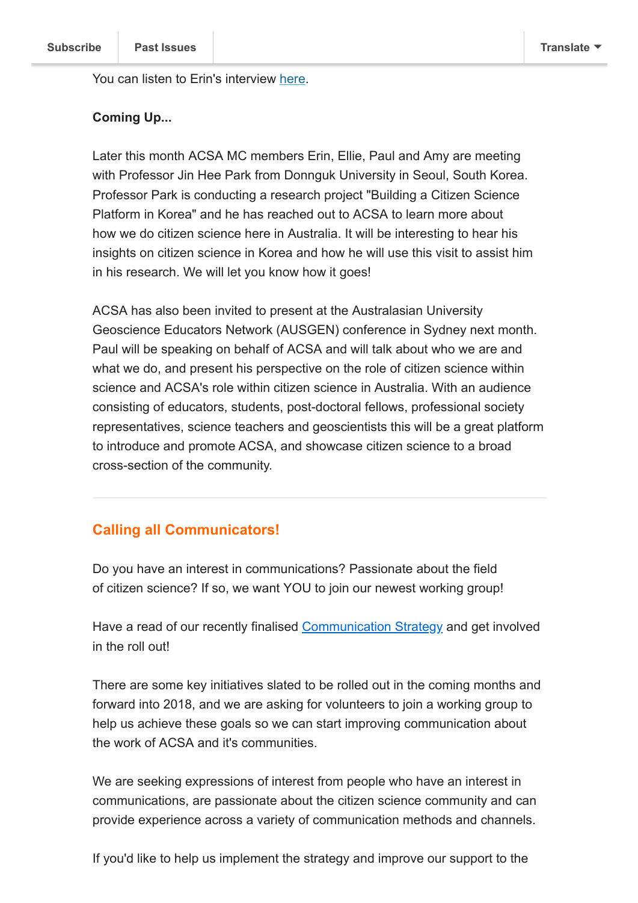You can listen to Erin's interview here.

**Coming Up...**

Later this month ACSA MC members Erin, Ellie, Paul and Amy are meeting with Professor Jin Hee Park from Donnguk University in Seoul, South Korea. Professor Park is conducting a research project "Building a Citizen Science Platform in Korea" and he has reached out to ACSA to learn more about how we do citizen science here in Australia. It will be interesting to hear his insights on citizen science in Korea and how he will use this visit to assist him in his research. We will let you know how it goes!

ACSA has also been invited to present at the Australasian University Geoscience Educators Network (AUSGEN) conference in Sydney next month. Paul will be speaking on behalf of ACSA and will talk about who we are and what we do, and present his perspective on the role of citizen science within science and ACSA's role within citizen science in Australia. With an audience consisting of educators, students, post-doctoral fellows, professional society representatives, science teachers and geoscientists this will be a great platform to introduce and promote ACSA, and showcase citizen science to a broad cross-section of the community.

---

## Calling all Communicators!

Do you have an interest in communications? Passionate about the field of citizen science? If so, we want YOU to join our newest working group!

Have a read of our recently finalised Communication Strategy and get involved in the roll out!

There are some key initiatives slated to be rolled out in the coming months and forward into 2018, and we are asking for volunteers to join a working group to help us achieve these goals so we can start improving communication about the work of ACSA and it's communities.

We are seeking expressions of interest from people who have an interest in communications, are passionate about the citizen science community and can provide experience across a variety of communication methods and channels.

If you'd like to help us implement the strategy and improve our support to the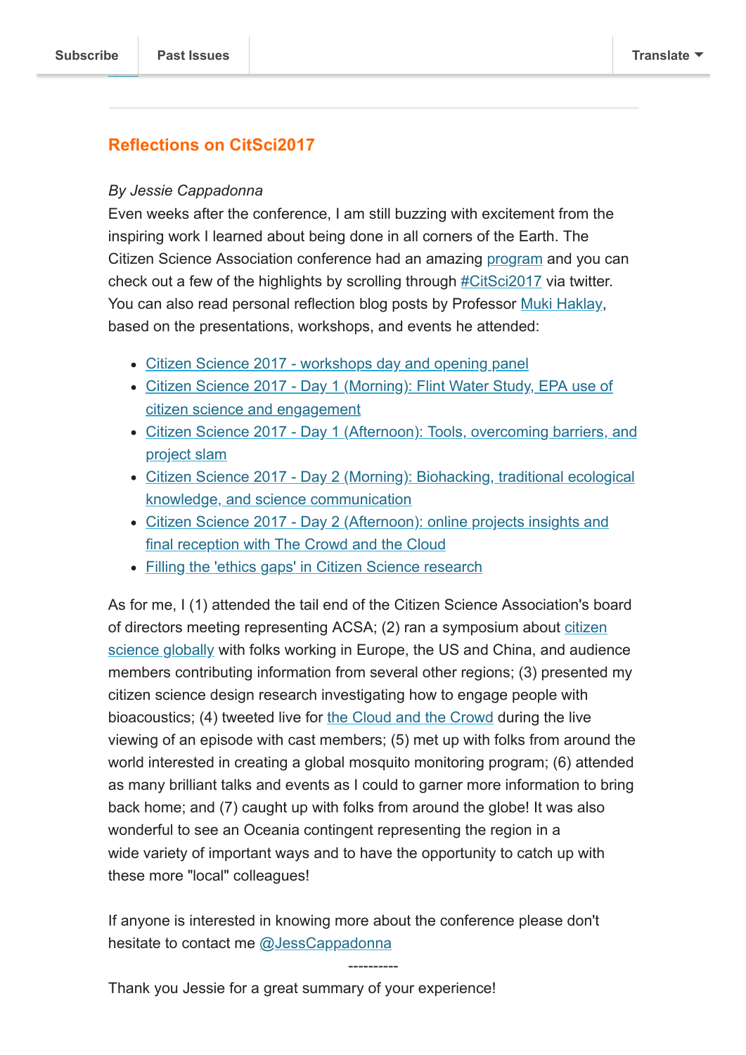## Reflections on CitSci2017

*By Jessie Cappadonna*

Even weeks after the conference, I am still buzzing with excitement from the inspiring work I learned about being done in all corners of the Earth. The Citizen Science Association conference had an amazing program and you can check out a few of the highlights by scrolling through #CitSci2017 via twitter. You can also read personal reflection blog posts by Professor Muki Haklay, based on the presentations, workshops, and events he attended:

- Citizen Science 2017 - workshops day and opening panel
- Citizen Science 2017 - Day 1 (Morning): Flint Water Study, EPA use of citizen science and engagement
- Citizen Science 2017 - Day 1 (Afternoon): Tools, overcoming barriers, and project slam
- Citizen Science 2017 - Day 2 (Morning): Biohacking, traditional ecological knowledge, and science communication
- Citizen Science 2017 - Day 2 (Afternoon): online projects insights and final reception with The Crowd and the Cloud
- Filling the 'ethics gaps' in Citizen Science research

As for me, I (1) attended the tail end of the Citizen Science Association's board of directors meeting representing ACSA; (2) ran a symposium about citizen science globally with folks working in Europe, the US and China, and audience members contributing information from several other regions; (3) presented my citizen science design research investigating how to engage people with bioacoustics; (4) tweeted live for the Cloud and the Crowd during the live viewing of an episode with cast members; (5) met up with folks from around the world interested in creating a global mosquito monitoring program; (6) attended as many brilliant talks and events as I could to garner more information to bring back home; and (7) caught up with folks from around the globe! It was also wonderful to see an Oceania contingent representing the region in a wide variety of important ways and to have the opportunity to catch up with these more "local" colleagues!

If anyone is interested in knowing more about the conference please don't hesitate to contact me @JessCappadonna

----------

Thank you Jessie for a great summary of your experience!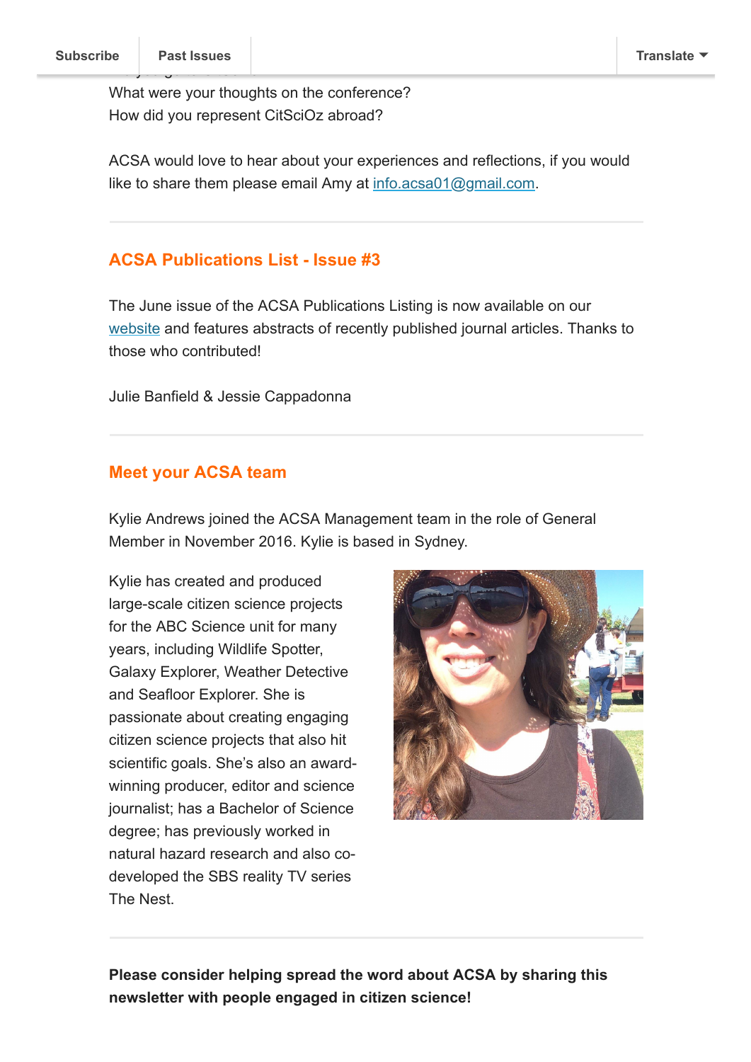What were your thoughts on the conference?
How did you represent CitSciOz abroad?

ACSA would love to hear about your experiences and reflections, if you would like to share them please email Amy at info.acsa01@gmail.com.

---

## ACSA Publications List - Issue #3

The June issue of the ACSA Publications Listing is now available on our website and features abstracts of recently published journal articles. Thanks to those who contributed!

Julie Banfield & Jessie Cappadonna

---

## Meet your ACSA team

Kylie Andrews joined the ACSA Management team in the role of General Member in November 2016. Kylie is based in Sydney.

Kylie has created and produced large-scale citizen science projects for the ABC Science unit for many years, including Wildlife Spotter, Galaxy Explorer, Weather Detective and Seafloor Explorer. She is passionate about creating engaging citizen science projects that also hit scientific goals. She's also an award-winning producer, editor and science journalist; has a Bachelor of Science degree; has previously worked in natural hazard research and also co-developed the SBS reality TV series The Nest.

---

**Please consider helping spread the word about ACSA by sharing this newsletter with people engaged in citizen science!**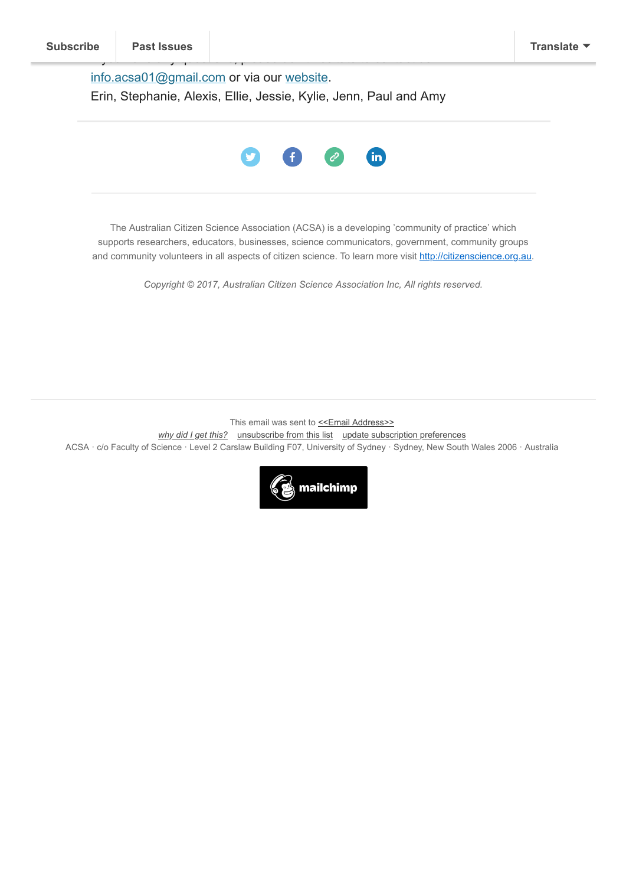info.acsa01@gmail.com or via our website.

Erin, Stephanie, Alexis, Ellie, Jessie, Kylie, Jenn, Paul and Amy

The Australian Citizen Science Association (ACSA) is a developing 'community of practice' which supports researchers, educators, businesses, science communicators, government, community groups and community volunteers in all aspects of citizen science. To learn more visit http://citizenscience.org.au.

*Copyright © 2017, Australian Citizen Science Association Inc, All rights reserved.*

This email was sent to <<Email Address>>

*why did I get this?* unsubscribe from this list update subscription preferences

ACSA · c/o Faculty of Science · Level 2 Carslaw Building F07, University of Sydney · Sydney, New South Wales 2006 · Australia